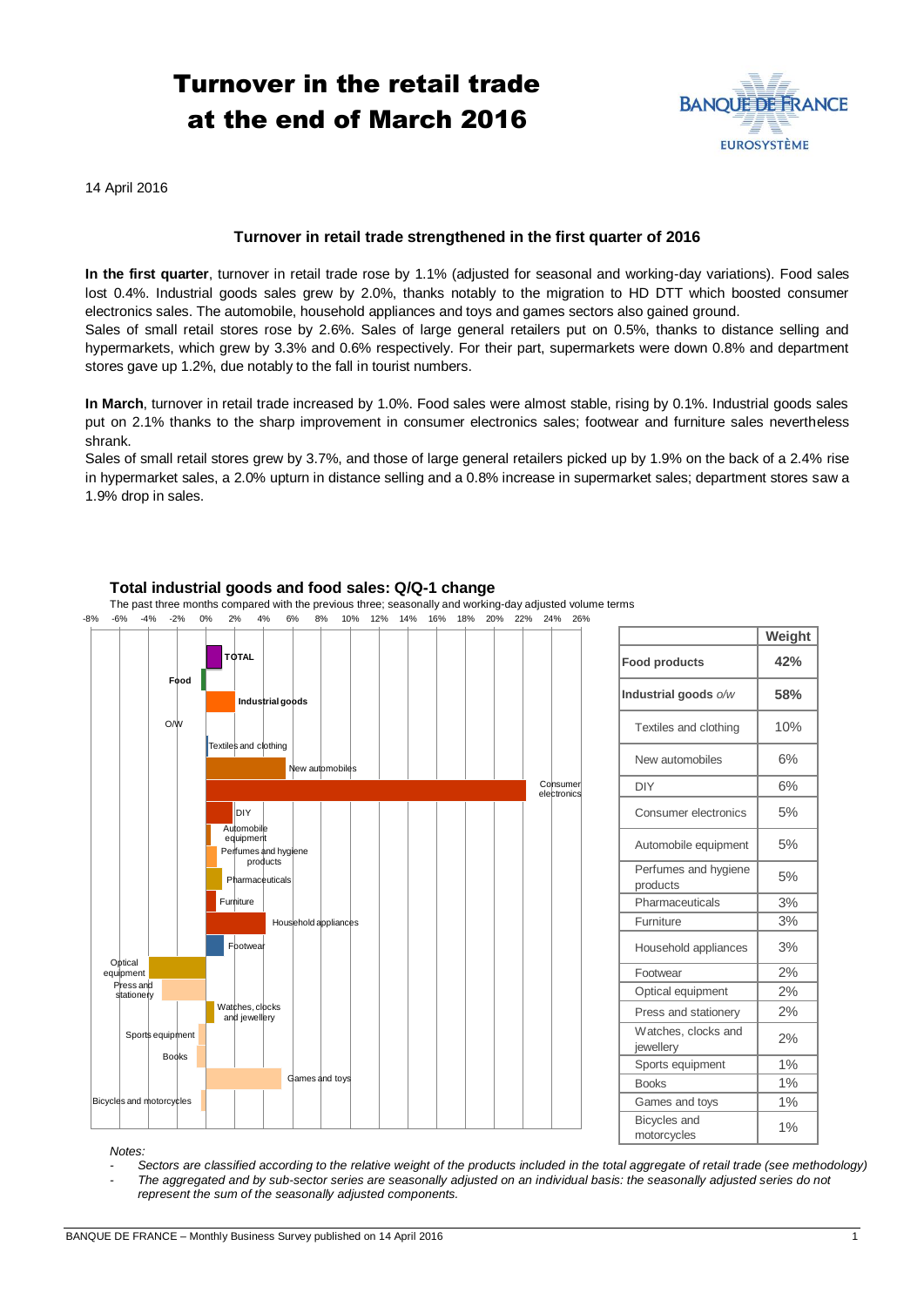# Turnover in the retail trade at the end of March 2016

14 April 2016

### Turnover in retail trade strengthened in the first quarter of 2016

**In the first quarter**, turnover in retail trade rose by 1.1% (adjusted for seasonal and working-day variations). Food sales lost 0.4%. Industrial goods sales grew by 2.0%, thanks notably to the migration to HD DTT which boosted consumer electronics sales. The automobile, household appliances and toys and games sectors also gained ground.
Sales of small retail stores rose by 2.6%. Sales of large general retailers put on 0.5%, thanks to distance selling and hypermarkets, which grew by 3.3% and 0.6% respectively. For their part, supermarkets were down 0.8% and department stores gave up 1.2%, due notably to the fall in tourist numbers.

**In March**, turnover in retail trade increased by 1.0%. Food sales were almost stable, rising by 0.1%. Industrial goods sales put on 2.1% thanks to the sharp improvement in consumer electronics sales; footwear and furniture sales nevertheless shrank.
Sales of small retail stores grew by 3.7%, and those of large general retailers picked up by 1.9% on the back of a 2.4% rise in hypermarket sales, a 2.0% upturn in distance selling and a 0.8% increase in supermarket sales; department stores saw a 1.9% drop in sales.

**Total industrial goods and food sales: Q/Q-1 change**

The past three months compared with the previous three; seasonally and working-day adjusted volume terms

| | Weight |
|---|---|
| **Food products** | **42%** |
| **Industrial goods** *o/w* | **58%** |
| Textiles and clothing | 10% |
| New automobiles | 6% |
| DIY | 6% |
| Consumer electronics | 5% |
| Automobile equipment | 5% |
| Perfumes and hygiene products | 5% |
| Pharmaceuticals | 3% |
| Furniture | 3% |
| Household appliances | 3% |
| Footwear | 2% |
| Optical equipment | 2% |
| Press and stationery | 2% |
| Watches, clocks and jewellery | 2% |
| Sports equipment | 1% |
| Books | 1% |
| Games and toys | 1% |
| Bicycles and motorcycles | 1% |

*Notes:*

- *Sectors are classified according to the relative weight of the products included in the total aggregate of retail trade (see methodology)*
- *The aggregated and by sub-sector series are seasonally adjusted on an individual basis: the seasonally adjusted series do not represent the sum of the seasonally adjusted components.*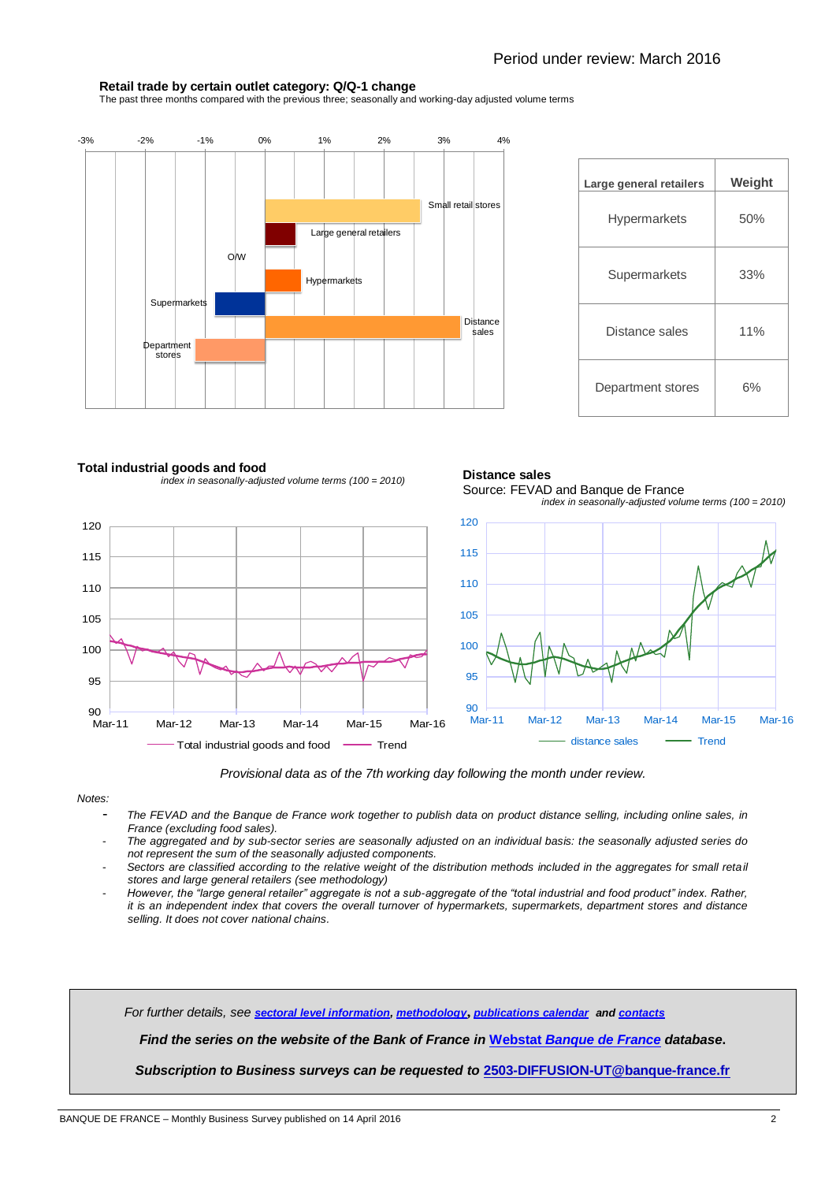Period under review: March 2016

**Retail trade by certain outlet category: Q/Q-1 change**

The past three months compared with the previous three; seasonally and working-day adjusted volume terms

-3% -2% -1% 0% 1% 2% 3% 4%

Small retail stores
Large general retailers
O/W
Hypermarkets
Supermarkets
Distance sales
Department stores

| Large general retailers | Weight |
|---|---|
| Hypermarkets | 50% |
| Supermarkets | 33% |
| Distance sales | 11% |
| Department stores | 6% |

**Total industrial goods and food**

*index in seasonally-adjusted volume terms (100 = 2010)*

120
115
110
105
100
95
90
Mar-11 Mar-12 Mar-13 Mar-14 Mar-15 Mar-16

Total industrial goods and food — Trend

**Distance sales**

Source: FEVAD and Banque de France

*index in seasonally-adjusted volume terms (100 = 2010)*

120
115
110
105
100
95
90
Mar-11 Mar-12 Mar-13 Mar-14 Mar-15 Mar-16

distance sales — Trend

*Provisional data as of the 7th working day following the month under review.*

*Notes:*

- *The FEVAD and the Banque de France work together to publish data on product distance selling, including online sales, in France (excluding food sales).*
- *The aggregated and by sub-sector series are seasonally adjusted on an individual basis: the seasonally adjusted series do not represent the sum of the seasonally adjusted components.*
- *Sectors are classified according to the relative weight of the distribution methods included in the aggregates for small retail stores and large general retailers (see methodology)*
- *However, the "large general retailer" aggregate is not a sub-aggregate of the "total industrial and food product" index. Rather, it is an independent index that covers the overall turnover of hypermarkets, supermarkets, department stores and distance selling. It does not cover national chains.*

*For further details, see **sectoral level information**, **methodology**, **publications calendar** and **contacts***

***Find the series on the website of the Bank of France in Webstat Banque de France database.***

***Subscription to Business surveys can be requested to 2503-DIFFUSION-UT@banque-france.fr***

BANQUE DE FRANCE – Monthly Business Survey published on 14 April 2016